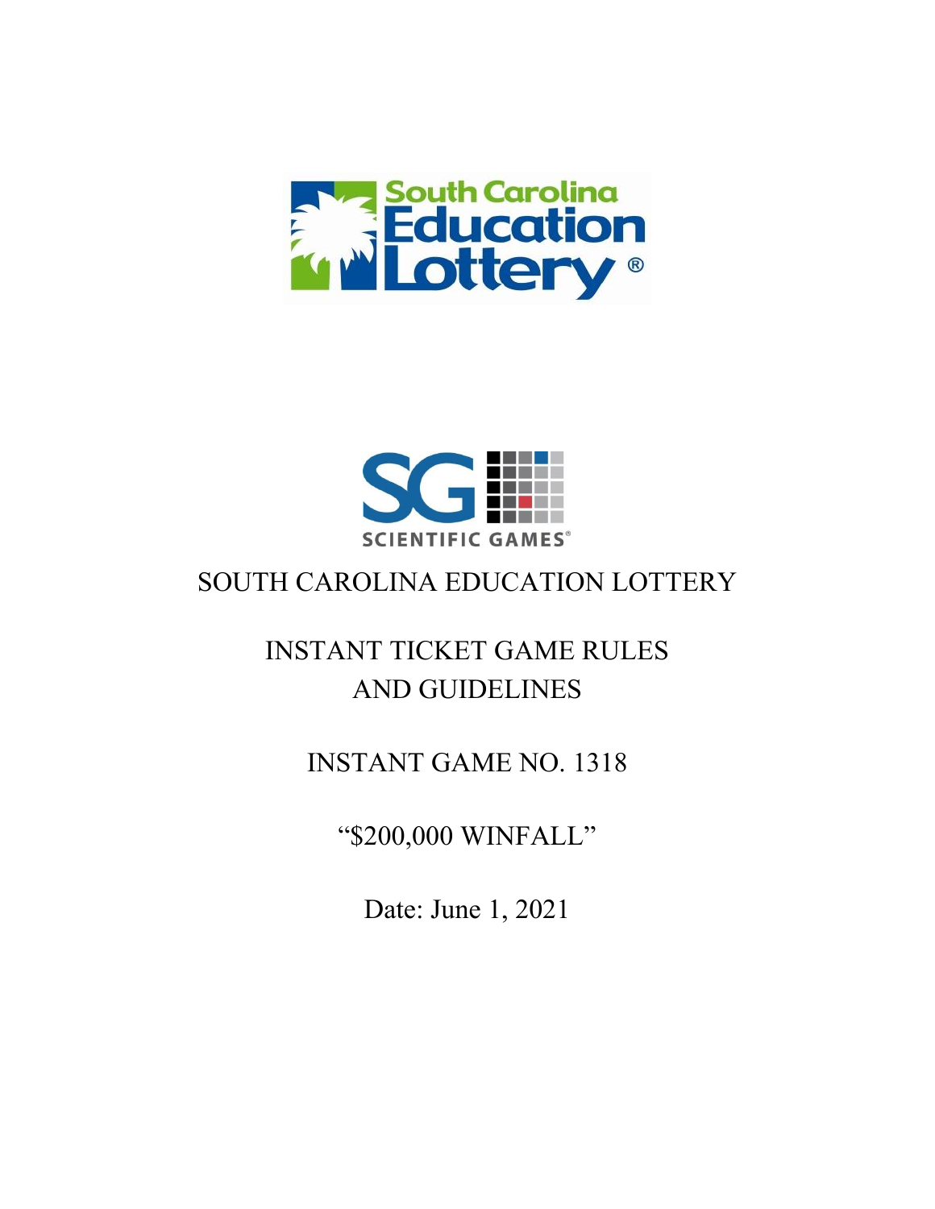SOUTH CAROLINA EDUCATION LOTTERY

INSTANT TICKET GAME RULES
AND GUIDELINES

INSTANT GAME NO. 1318

“$200,000 WINFALL”

Date: June 1, 2021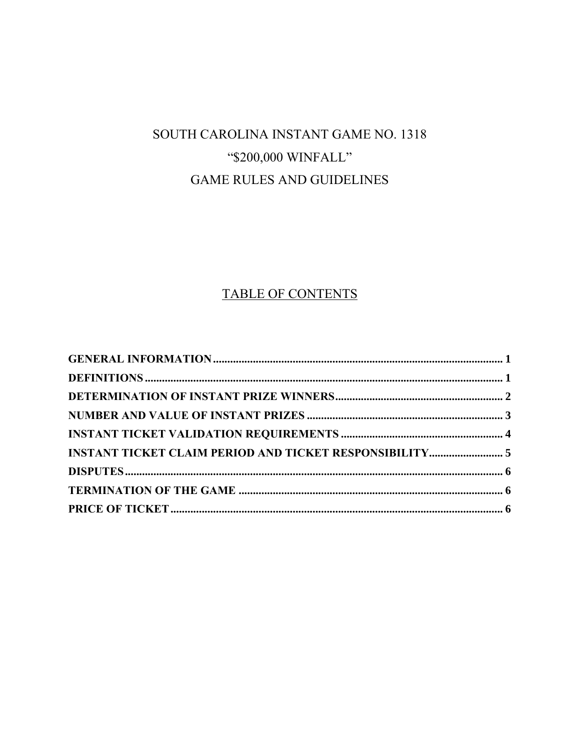# SOUTH CAROLINA INSTANT GAME NO. 1318

# "$200,000 WINFALL"

# GAME RULES AND GUIDELINES

## TABLE OF CONTENTS

**GENERAL INFORMATION** ........................................................................................ **1**

**DEFINITIONS** ........................................................................................................ **1**

**DETERMINATION OF INSTANT PRIZE WINNERS** ................................................ **2**

**NUMBER AND VALUE OF INSTANT PRIZES** ......................................................... **3**

**INSTANT TICKET VALIDATION REQUIREMENTS** .................................................. **4**

**INSTANT TICKET CLAIM PERIOD AND TICKET RESPONSIBILITY** ......................... **5**

**DISPUTES** ............................................................................................................ **6**

**TERMINATION OF THE GAME** .............................................................................. **6**

**PRICE OF TICKET** .................................................................................................. **6**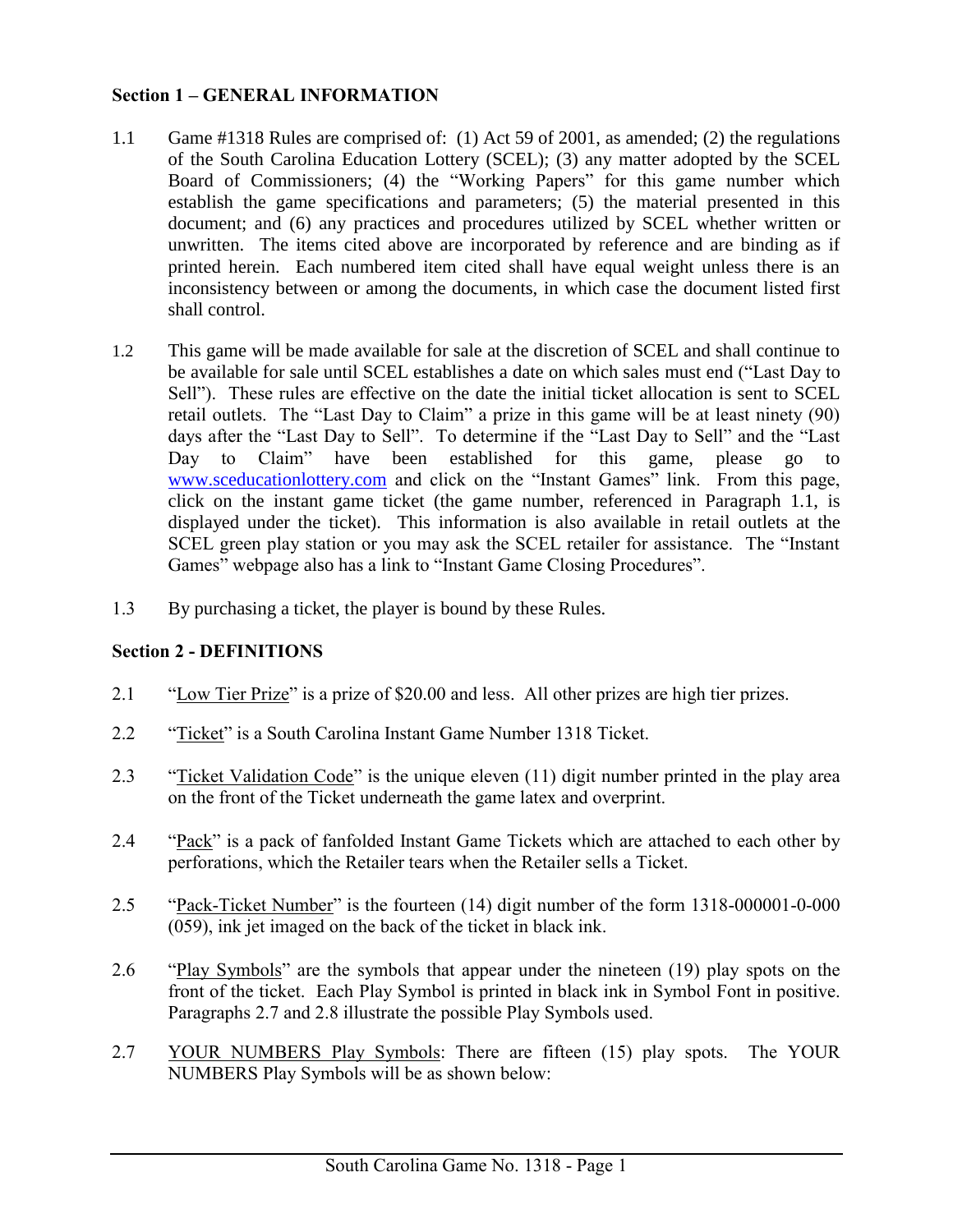## Section 1 – GENERAL INFORMATION

1.1 Game #1318 Rules are comprised of: (1) Act 59 of 2001, as amended; (2) the regulations of the South Carolina Education Lottery (SCEL); (3) any matter adopted by the SCEL Board of Commissioners; (4) the "Working Papers" for this game number which establish the game specifications and parameters; (5) the material presented in this document; and (6) any practices and procedures utilized by SCEL whether written or unwritten. The items cited above are incorporated by reference and are binding as if printed herein. Each numbered item cited shall have equal weight unless there is an inconsistency between or among the documents, in which case the document listed first shall control.

1.2 This game will be made available for sale at the discretion of SCEL and shall continue to be available for sale until SCEL establishes a date on which sales must end ("Last Day to Sell"). These rules are effective on the date the initial ticket allocation is sent to SCEL retail outlets. The "Last Day to Claim" a prize in this game will be at least ninety (90) days after the "Last Day to Sell". To determine if the "Last Day to Sell" and the "Last Day to Claim" have been established for this game, please go to www.sceducationlottery.com and click on the "Instant Games" link. From this page, click on the instant game ticket (the game number, referenced in Paragraph 1.1, is displayed under the ticket). This information is also available in retail outlets at the SCEL green play station or you may ask the SCEL retailer for assistance. The "Instant Games" webpage also has a link to "Instant Game Closing Procedures".

1.3 By purchasing a ticket, the player is bound by these Rules.

## Section 2 - DEFINITIONS

2.1 "Low Tier Prize" is a prize of $20.00 and less. All other prizes are high tier prizes.

2.2 "Ticket" is a South Carolina Instant Game Number 1318 Ticket.

2.3 "Ticket Validation Code" is the unique eleven (11) digit number printed in the play area on the front of the Ticket underneath the game latex and overprint.

2.4 "Pack" is a pack of fanfolded Instant Game Tickets which are attached to each other by perforations, which the Retailer tears when the Retailer sells a Ticket.

2.5 "Pack-Ticket Number" is the fourteen (14) digit number of the form 1318-000001-0-000 (059), ink jet imaged on the back of the ticket in black ink.

2.6 "Play Symbols" are the symbols that appear under the nineteen (19) play spots on the front of the ticket. Each Play Symbol is printed in black ink in Symbol Font in positive. Paragraphs 2.7 and 2.8 illustrate the possible Play Symbols used.

2.7 YOUR NUMBERS Play Symbols: There are fifteen (15) play spots. The YOUR NUMBERS Play Symbols will be as shown below: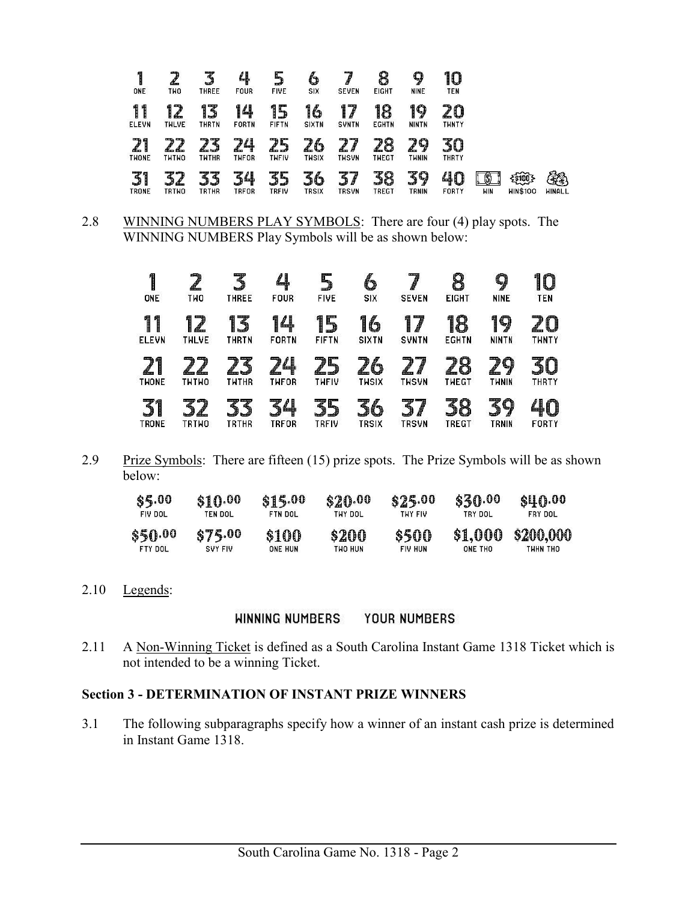| | | | | | | | | | | | | |
|---|---|---|---|---|---|---|---|---|---|---|---|---|
| 1 ONE | 2 TWO | 3 THREE | 4 FOUR | 5 FIVE | 6 SIX | 7 SEVEN | 8 EIGHT | 9 NINE | 10 TEN | | | |
| 11 ELEVN | 12 TWLVE | 13 THRTN | 14 FORTN | 15 FIFTN | 16 SIXTN | 17 SVNTN | 18 EGHTN | 19 NINTN | 20 TWNTY | | | |
| 21 TWONE | 22 TWTWO | 23 TWTHR | 24 TWFOR | 25 TWFIV | 26 TWSIX | 27 TWSVN | 28 TWEGT | 29 TWNIN | 30 THRTY | | | |
| 31 TRONE | 32 TRTWO | 33 TRTHR | 34 TRFOR | 35 TRFIV | 36 TRSIX | 37 TRSVN | 38 TREGT | 39 TRNIN | 40 FORTY | WIN | WIN$100 | WINALL |

2.8 WINNING NUMBERS PLAY SYMBOLS: There are four (4) play spots. The WINNING NUMBERS Play Symbols will be as shown below:

| | | | | | | | | | |
|---|---|---|---|---|---|---|---|---|---|
| 1 ONE | 2 TWO | 3 THREE | 4 FOUR | 5 FIVE | 6 SIX | 7 SEVEN | 8 EIGHT | 9 NINE | 10 TEN |
| 11 ELEVN | 12 TWLVE | 13 THRTN | 14 FORTN | 15 FIFTN | 16 SIXTN | 17 SVNTN | 18 EGHTN | 19 NINTN | 20 TWNTY |
| 21 TWONE | 22 TWTWO | 23 TWTHR | 24 TWFOR | 25 TWFIV | 26 TWSIX | 27 TWSVN | 28 TWEGT | 29 TWNIN | 30 THRTY |
| 31 TRONE | 32 TRTWO | 33 TRTHR | 34 TRFOR | 35 TRFIV | 36 TRSIX | 37 TRSVN | 38 TREGT | 39 TRNIN | 40 FORTY |

2.9 Prize Symbols: There are fifteen (15) prize spots. The Prize Symbols will be as shown below:

| | | | | | | |
|---|---|---|---|---|---|---|
| $5.00 FIV DOL | $10.00 TEN DOL | $15.00 FTN DOL | $20.00 TWY DOL | $25.00 TWY FIV | $30.00 TRY DOL | $40.00 FRY DOL |
| $50.00 FTY DOL | $75.00 SVY FIV | $100 ONE HUN | $200 TWO HUN | $500 FIV HUN | $1,000 ONE THO | $200,000 TWHN THO |

2.10 Legends:

WINNING NUMBERS YOUR NUMBERS

2.11 A Non-Winning Ticket is defined as a South Carolina Instant Game 1318 Ticket which is not intended to be a winning Ticket.

**Section 3 - DETERMINATION OF INSTANT PRIZE WINNERS**

3.1 The following subparagraphs specify how a winner of an instant cash prize is determined in Instant Game 1318.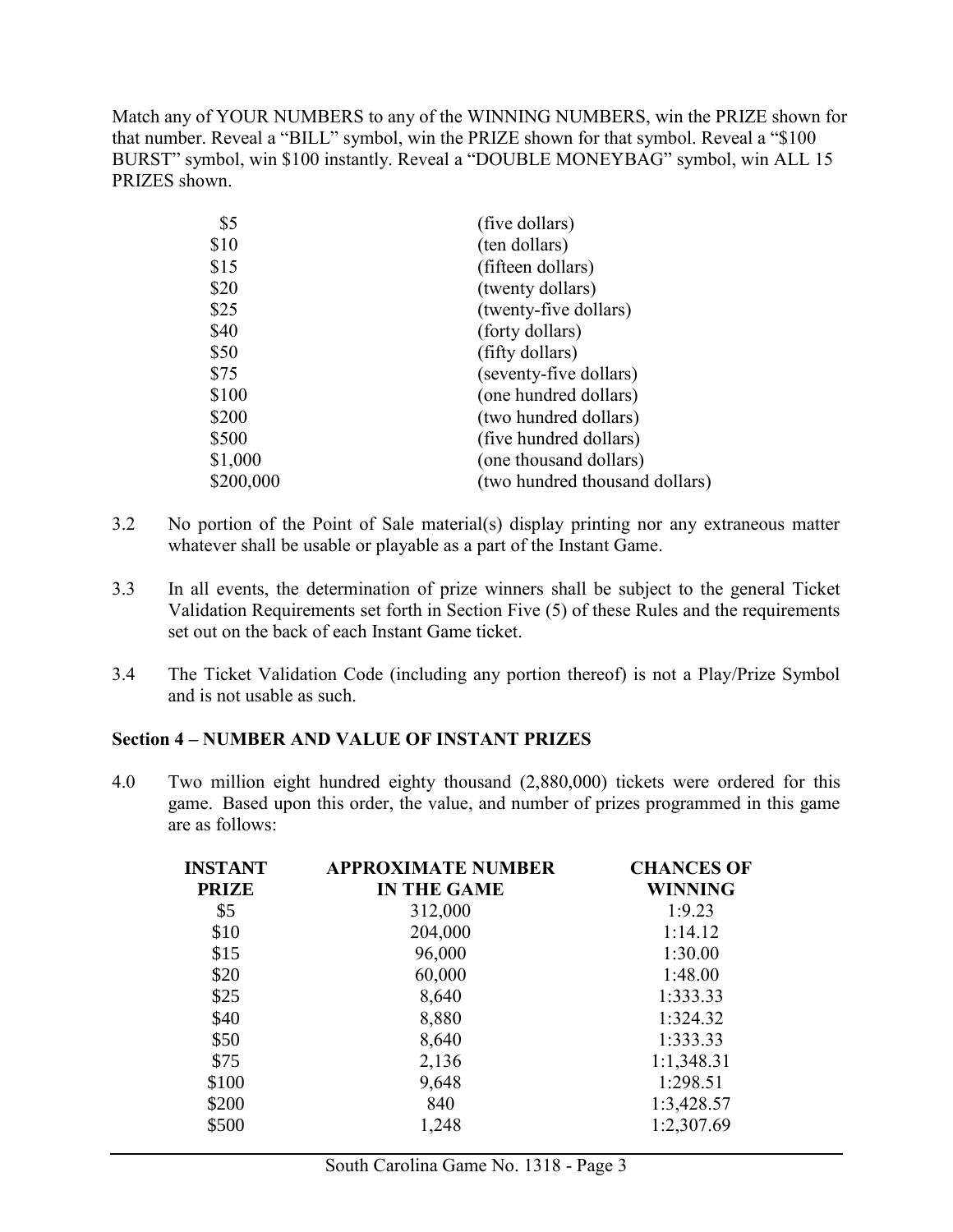Match any of YOUR NUMBERS to any of the WINNING NUMBERS, win the PRIZE shown for that number. Reveal a "BILL" symbol, win the PRIZE shown for that symbol. Reveal a "$100 BURST" symbol, win $100 instantly. Reveal a "DOUBLE MONEYBAG" symbol, win ALL 15 PRIZES shown.

| | |
|---|---|
| $5 | (five dollars) |
| $10 | (ten dollars) |
| $15 | (fifteen dollars) |
| $20 | (twenty dollars) |
| $25 | (twenty-five dollars) |
| $40 | (forty dollars) |
| $50 | (fifty dollars) |
| $75 | (seventy-five dollars) |
| $100 | (one hundred dollars) |
| $200 | (two hundred dollars) |
| $500 | (five hundred dollars) |
| $1,000 | (one thousand dollars) |
| $200,000 | (two hundred thousand dollars) |

3.2 No portion of the Point of Sale material(s) display printing nor any extraneous matter whatever shall be usable or playable as a part of the Instant Game.

3.3 In all events, the determination of prize winners shall be subject to the general Ticket Validation Requirements set forth in Section Five (5) of these Rules and the requirements set out on the back of each Instant Game ticket.

3.4 The Ticket Validation Code (including any portion thereof) is not a Play/Prize Symbol and is not usable as such.

**Section 4 – NUMBER AND VALUE OF INSTANT PRIZES**

4.0 Two million eight hundred eighty thousand (2,880,000) tickets were ordered for this game. Based upon this order, the value, and number of prizes programmed in this game are as follows:

| INSTANT PRIZE | APPROXIMATE NUMBER IN THE GAME | CHANCES OF WINNING |
|---|---|---|
| $5 | 312,000 | 1:9.23 |
| $10 | 204,000 | 1:14.12 |
| $15 | 96,000 | 1:30.00 |
| $20 | 60,000 | 1:48.00 |
| $25 | 8,640 | 1:333.33 |
| $40 | 8,880 | 1:324.32 |
| $50 | 8,640 | 1:333.33 |
| $75 | 2,136 | 1:1,348.31 |
| $100 | 9,648 | 1:298.51 |
| $200 | 840 | 1:3,428.57 |
| $500 | 1,248 | 1:2,307.69 |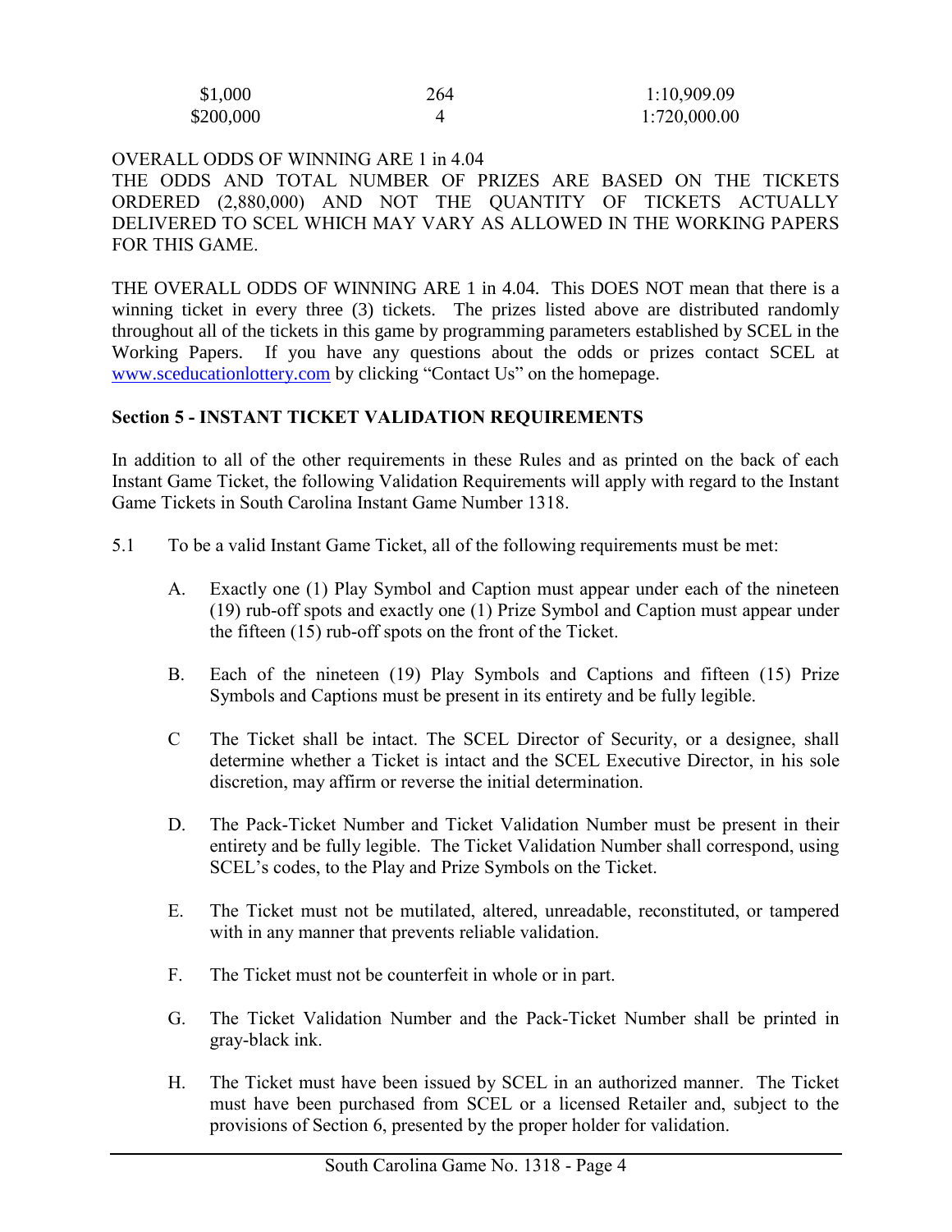| | | |
|---|---|---|
| $1,000 | 264 | 1:10,909.09 |
| $200,000 | 4 | 1:720,000.00 |

OVERALL ODDS OF WINNING ARE 1 in 4.04
THE ODDS AND TOTAL NUMBER OF PRIZES ARE BASED ON THE TICKETS ORDERED (2,880,000) AND NOT THE QUANTITY OF TICKETS ACTUALLY DELIVERED TO SCEL WHICH MAY VARY AS ALLOWED IN THE WORKING PAPERS FOR THIS GAME.

THE OVERALL ODDS OF WINNING ARE 1 in 4.04. This DOES NOT mean that there is a winning ticket in every three (3) tickets. The prizes listed above are distributed randomly throughout all of the tickets in this game by programming parameters established by SCEL in the Working Papers. If you have any questions about the odds or prizes contact SCEL at www.sceducationlottery.com by clicking "Contact Us" on the homepage.

**Section 5 - INSTANT TICKET VALIDATION REQUIREMENTS**

In addition to all of the other requirements in these Rules and as printed on the back of each Instant Game Ticket, the following Validation Requirements will apply with regard to the Instant Game Tickets in South Carolina Instant Game Number 1318.

5.1 To be a valid Instant Game Ticket, all of the following requirements must be met:

A. Exactly one (1) Play Symbol and Caption must appear under each of the nineteen (19) rub-off spots and exactly one (1) Prize Symbol and Caption must appear under the fifteen (15) rub-off spots on the front of the Ticket.

B. Each of the nineteen (19) Play Symbols and Captions and fifteen (15) Prize Symbols and Captions must be present in its entirety and be fully legible.

C The Ticket shall be intact. The SCEL Director of Security, or a designee, shall determine whether a Ticket is intact and the SCEL Executive Director, in his sole discretion, may affirm or reverse the initial determination.

D. The Pack-Ticket Number and Ticket Validation Number must be present in their entirety and be fully legible. The Ticket Validation Number shall correspond, using SCEL's codes, to the Play and Prize Symbols on the Ticket.

E. The Ticket must not be mutilated, altered, unreadable, reconstituted, or tampered with in any manner that prevents reliable validation.

F. The Ticket must not be counterfeit in whole or in part.

G. The Ticket Validation Number and the Pack-Ticket Number shall be printed in gray-black ink.

H. The Ticket must have been issued by SCEL in an authorized manner. The Ticket must have been purchased from SCEL or a licensed Retailer and, subject to the provisions of Section 6, presented by the proper holder for validation.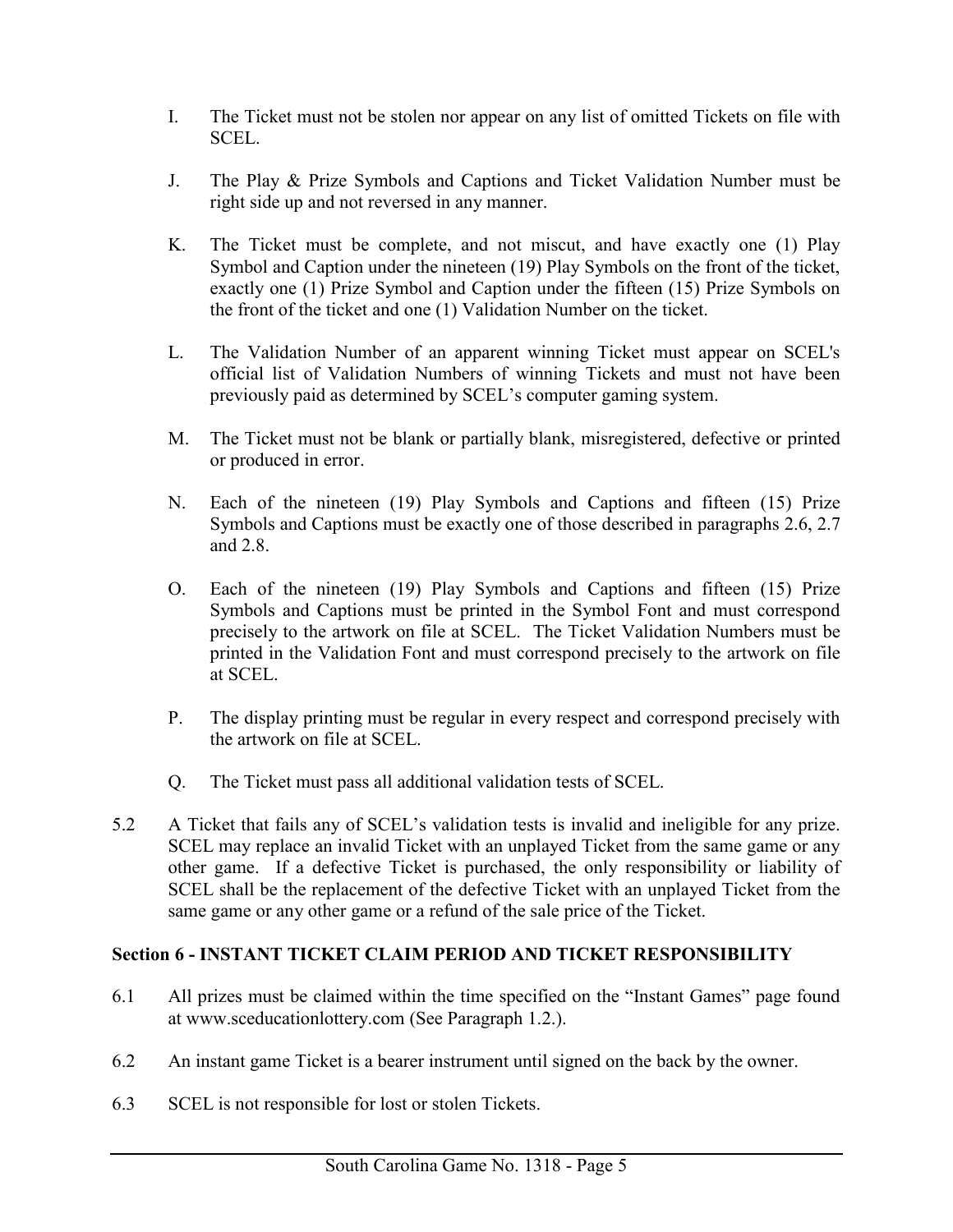I. The Ticket must not be stolen nor appear on any list of omitted Tickets on file with SCEL.

J. The Play & Prize Symbols and Captions and Ticket Validation Number must be right side up and not reversed in any manner.

K. The Ticket must be complete, and not miscut, and have exactly one (1) Play Symbol and Caption under the nineteen (19) Play Symbols on the front of the ticket, exactly one (1) Prize Symbol and Caption under the fifteen (15) Prize Symbols on the front of the ticket and one (1) Validation Number on the ticket.

L. The Validation Number of an apparent winning Ticket must appear on SCEL's official list of Validation Numbers of winning Tickets and must not have been previously paid as determined by SCEL's computer gaming system.

M. The Ticket must not be blank or partially blank, misregistered, defective or printed or produced in error.

N. Each of the nineteen (19) Play Symbols and Captions and fifteen (15) Prize Symbols and Captions must be exactly one of those described in paragraphs 2.6, 2.7 and 2.8.

O. Each of the nineteen (19) Play Symbols and Captions and fifteen (15) Prize Symbols and Captions must be printed in the Symbol Font and must correspond precisely to the artwork on file at SCEL. The Ticket Validation Numbers must be printed in the Validation Font and must correspond precisely to the artwork on file at SCEL.

P. The display printing must be regular in every respect and correspond precisely with the artwork on file at SCEL.

Q. The Ticket must pass all additional validation tests of SCEL.

5.2 A Ticket that fails any of SCEL's validation tests is invalid and ineligible for any prize. SCEL may replace an invalid Ticket with an unplayed Ticket from the same game or any other game. If a defective Ticket is purchased, the only responsibility or liability of SCEL shall be the replacement of the defective Ticket with an unplayed Ticket from the same game or any other game or a refund of the sale price of the Ticket.

## Section 6 - INSTANT TICKET CLAIM PERIOD AND TICKET RESPONSIBILITY

6.1 All prizes must be claimed within the time specified on the "Instant Games" page found at www.sceducationlottery.com (See Paragraph 1.2.).

6.2 An instant game Ticket is a bearer instrument until signed on the back by the owner.

6.3 SCEL is not responsible for lost or stolen Tickets.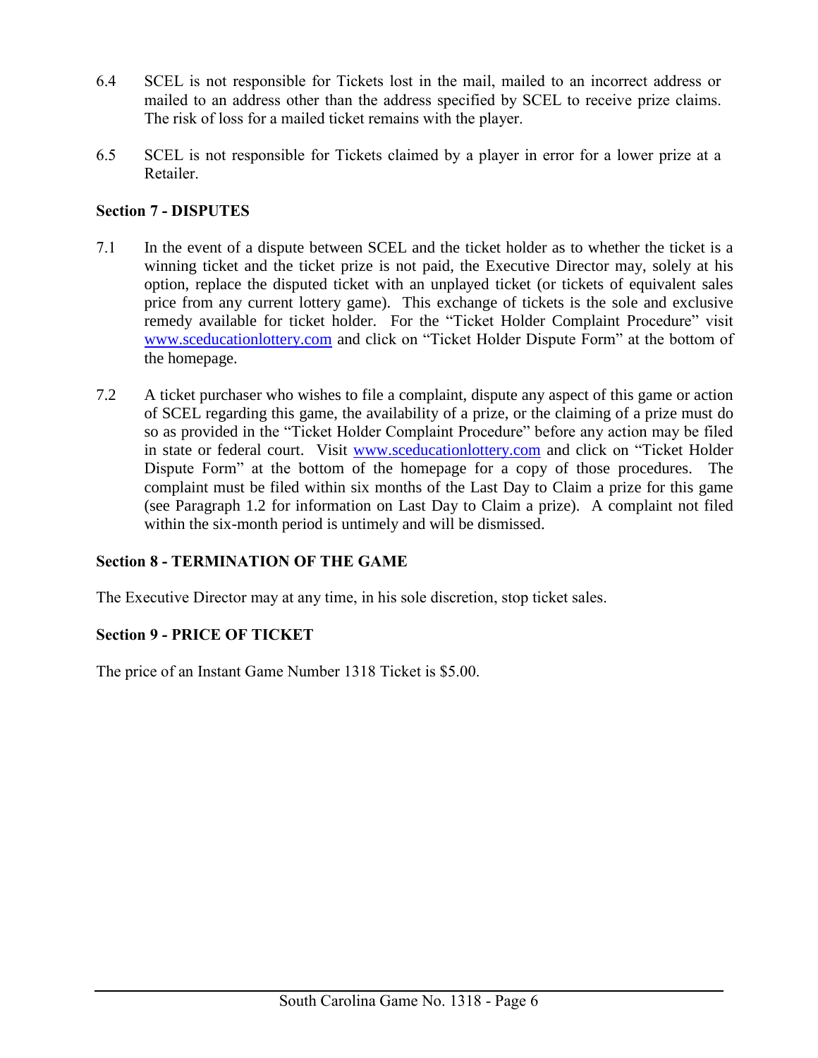6.4 SCEL is not responsible for Tickets lost in the mail, mailed to an incorrect address or mailed to an address other than the address specified by SCEL to receive prize claims. The risk of loss for a mailed ticket remains with the player.

6.5 SCEL is not responsible for Tickets claimed by a player in error for a lower prize at a Retailer.

**Section 7 - DISPUTES**

7.1 In the event of a dispute between SCEL and the ticket holder as to whether the ticket is a winning ticket and the ticket prize is not paid, the Executive Director may, solely at his option, replace the disputed ticket with an unplayed ticket (or tickets of equivalent sales price from any current lottery game). This exchange of tickets is the sole and exclusive remedy available for ticket holder. For the "Ticket Holder Complaint Procedure" visit www.sceducationlottery.com and click on "Ticket Holder Dispute Form" at the bottom of the homepage.

7.2 A ticket purchaser who wishes to file a complaint, dispute any aspect of this game or action of SCEL regarding this game, the availability of a prize, or the claiming of a prize must do so as provided in the "Ticket Holder Complaint Procedure" before any action may be filed in state or federal court. Visit www.sceducationlottery.com and click on "Ticket Holder Dispute Form" at the bottom of the homepage for a copy of those procedures. The complaint must be filed within six months of the Last Day to Claim a prize for this game (see Paragraph 1.2 for information on Last Day to Claim a prize). A complaint not filed within the six-month period is untimely and will be dismissed.

**Section 8 - TERMINATION OF THE GAME**

The Executive Director may at any time, in his sole discretion, stop ticket sales.

**Section 9 - PRICE OF TICKET**

The price of an Instant Game Number 1318 Ticket is $5.00.